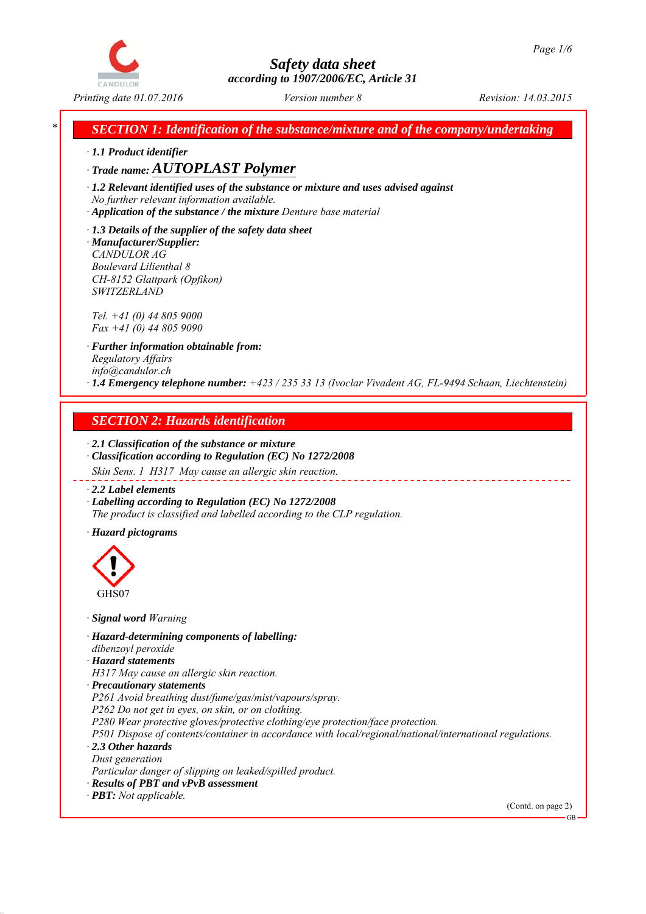# Safety data sheet
according to 1907/2006/EC, Article 31

Printing date 01.07.2016 Version number 8 Revision: 14.03.2015

## SECTION 1: Identification of the substance/mixture and of the company/undertaking

· **1.1 Product identifier**

· **Trade name: AUTOPLAST Polymer**

· **1.2 Relevant identified uses of the substance or mixture and uses advised against**
No further relevant information available.

· **Application of the substance / the mixture** Denture base material

· **1.3 Details of the supplier of the safety data sheet**

· **Manufacturer/Supplier:**
CANDULOR AG
Boulevard Lilienthal 8
CH-8152 Glattpark (Opfikon)
SWITZERLAND

Tel. +41 (0) 44 805 9000
Fax +41 (0) 44 805 9090

· **Further information obtainable from:**
Regulatory Affairs
info@candulor.ch

· **1.4 Emergency telephone number:** +423 / 235 33 13 (Ivoclar Vivadent AG, FL-9494 Schaan, Liechtenstein)

## SECTION 2: Hazards identification

· **2.1 Classification of the substance or mixture**

· **Classification according to Regulation (EC) No 1272/2008**

Skin Sens. 1 H317 May cause an allergic skin reaction.

· **2.2 Label elements**

· **Labelling according to Regulation (EC) No 1272/2008**
The product is classified and labelled according to the CLP regulation.

· **Hazard pictograms**

GHS07

· **Signal word** Warning

· **Hazard-determining components of labelling:**
dibenzoyl peroxide

· **Hazard statements**
H317 May cause an allergic skin reaction.

· **Precautionary statements**
P261 Avoid breathing dust/fume/gas/mist/vapours/spray.
P262 Do not get in eyes, on skin, or on clothing.
P280 Wear protective gloves/protective clothing/eye protection/face protection.
P501 Dispose of contents/container in accordance with local/regional/national/international regulations.

· **2.3 Other hazards**
Dust generation
Particular danger of slipping on leaked/spilled product.

· **Results of PBT and vPvB assessment**

· **PBT:** Not applicable.

(Contd. on page 2)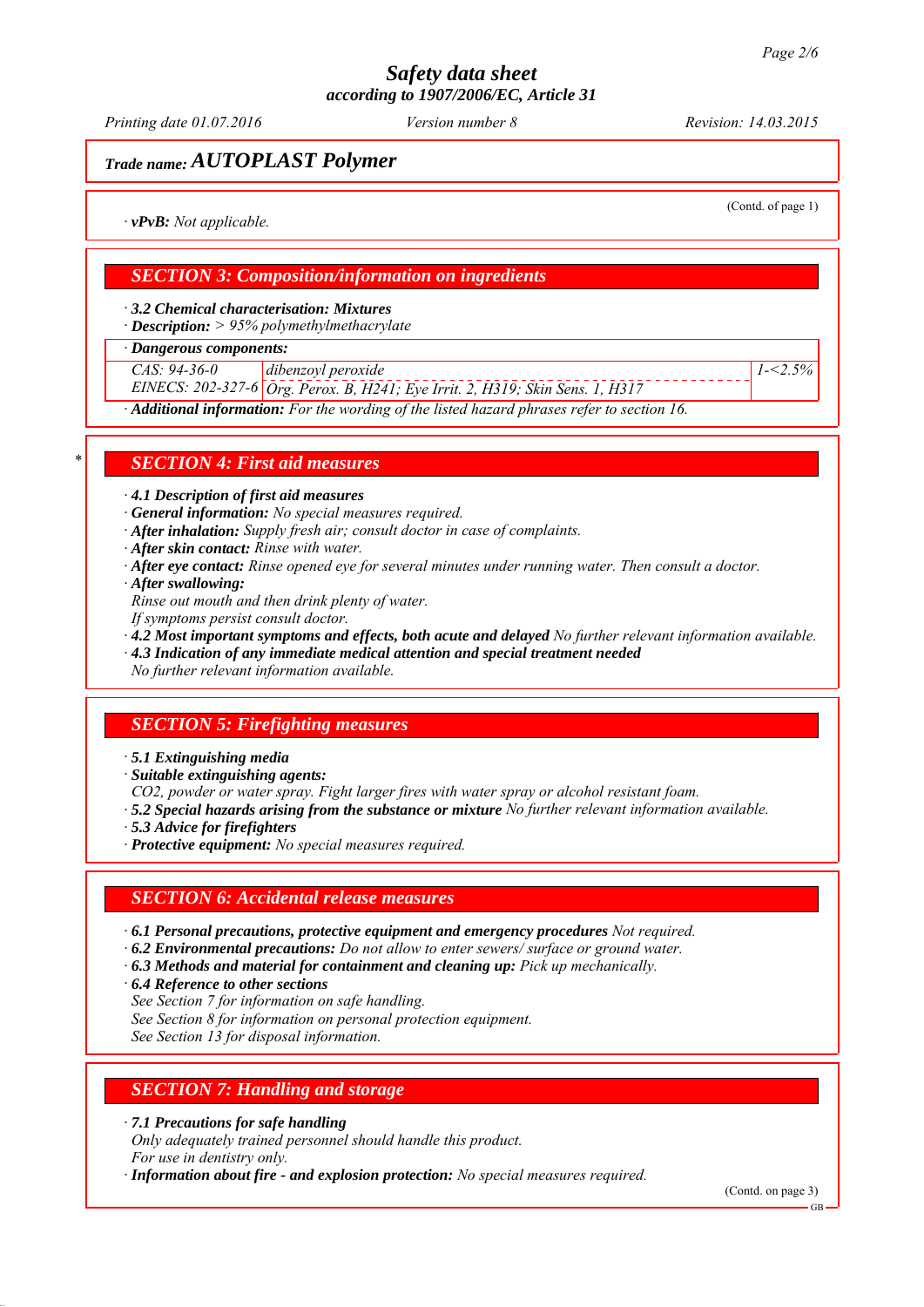## Trade name: AUTOPLAST Polymer

(Contd. of page 1)

· **vPvB:** *Not applicable.*

## SECTION 3: Composition/information on ingredients

· **3.2 Chemical characterisation: Mixtures**
· **Description:** *> 95% polymethylmethacrylate*

| · Dangerous components: | | |
|---|---|---|
| CAS: 94-36-0<br>EINECS: 202-327-6 | dibenzoyl peroxide<br>Org. Perox. B, H241; Eye Irrit. 2, H319; Skin Sens. 1, H317 | 1-<2.5% |

· **Additional information:** *For the wording of the listed hazard phrases refer to section 16.*

## SECTION 4: First aid measures

· **4.1 Description of first aid measures**
· **General information:** *No special measures required.*
· **After inhalation:** *Supply fresh air; consult doctor in case of complaints.*
· **After skin contact:** *Rinse with water.*
· **After eye contact:** *Rinse opened eye for several minutes under running water. Then consult a doctor.*
· **After swallowing:**
*Rinse out mouth and then drink plenty of water.*
*If symptoms persist consult doctor.*
· **4.2 Most important symptoms and effects, both acute and delayed** *No further relevant information available.*
· **4.3 Indication of any immediate medical attention and special treatment needed**
*No further relevant information available.*

## SECTION 5: Firefighting measures

· **5.1 Extinguishing media**
· **Suitable extinguishing agents:**
*CO2, powder or water spray. Fight larger fires with water spray or alcohol resistant foam.*
· **5.2 Special hazards arising from the substance or mixture** *No further relevant information available.*
· **5.3 Advice for firefighters**
· **Protective equipment:** *No special measures required.*

## SECTION 6: Accidental release measures

· **6.1 Personal precautions, protective equipment and emergency procedures** *Not required.*
· **6.2 Environmental precautions:** *Do not allow to enter sewers/ surface or ground water.*
· **6.3 Methods and material for containment and cleaning up:** *Pick up mechanically.*
· **6.4 Reference to other sections**
*See Section 7 for information on safe handling.*
*See Section 8 for information on personal protection equipment.*
*See Section 13 for disposal information.*

## SECTION 7: Handling and storage

· **7.1 Precautions for safe handling**
*Only adequately trained personnel should handle this product.*
*For use in dentistry only.*
· **Information about fire - and explosion protection:** *No special measures required.*

(Contd. on page 3)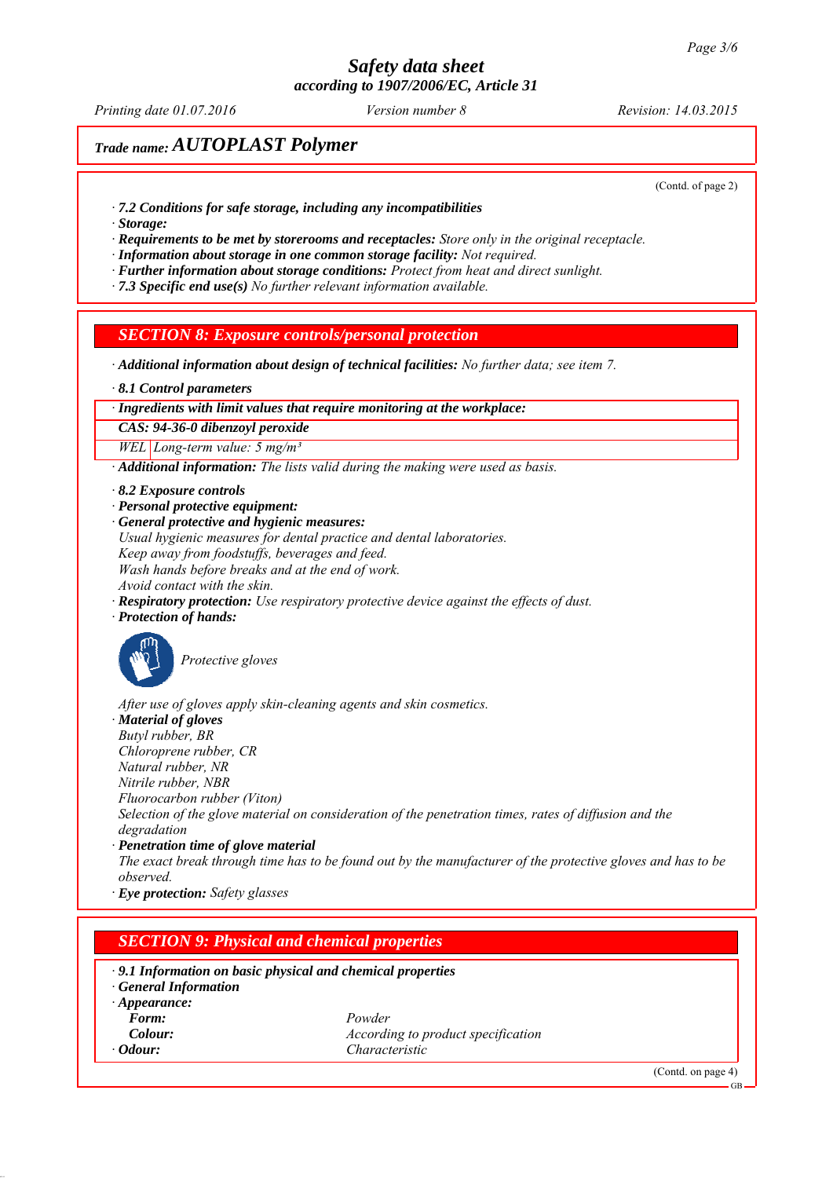(Contd. of page 2)

· **7.2 Conditions for safe storage, including any incompatibilities**
· **Storage:**
· **Requirements to be met by storerooms and receptacles:** Store only in the original receptacle.
· **Information about storage in one common storage facility:** Not required.
· **Further information about storage conditions:** Protect from heat and direct sunlight.
· **7.3 Specific end use(s)** No further relevant information available.

## SECTION 8: Exposure controls/personal protection

· **Additional information about design of technical facilities:** No further data; see item 7.

· **8.1 Control parameters**

| · Ingredients with limit values that require monitoring at the workplace: | |
|---|---|
| **CAS: 94-36-0 dibenzoyl peroxide** | |
| WEL | Long-term value: 5 mg/m³ |

· **Additional information:** The lists valid during the making were used as basis.

· **8.2 Exposure controls**
· **Personal protective equipment:**
· **General protective and hygienic measures:**
Usual hygienic measures for dental practice and dental laboratories.
Keep away from foodstuffs, beverages and feed.
Wash hands before breaks and at the end of work.
Avoid contact with the skin.
· **Respiratory protection:** Use respiratory protective device against the effects of dust.
· **Protection of hands:**

Protective gloves

After use of gloves apply skin-cleaning agents and skin cosmetics.
· **Material of gloves**
Butyl rubber, BR
Chloroprene rubber, CR
Natural rubber, NR
Nitrile rubber, NBR
Fluorocarbon rubber (Viton)
Selection of the glove material on consideration of the penetration times, rates of diffusion and the degradation
· **Penetration time of glove material**
The exact break through time has to be found out by the manufacturer of the protective gloves and has to be observed.
· **Eye protection:** Safety glasses

## SECTION 9: Physical and chemical properties

· **9.1 Information on basic physical and chemical properties**
· **General Information**
· **Appearance:**

| | |
|---|---|
| **Form:** | Powder |
| **Colour:** | According to product specification |
| · **Odour:** | Characteristic |

(Contd. on page 4)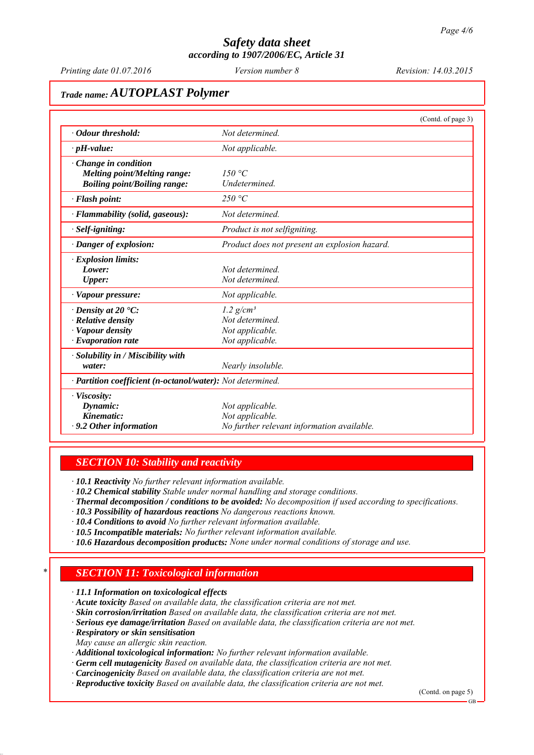**Trade name: AUTOPLAST Polymer**

(Contd. of page 3)

| Property | Value |
|---|---|
| · **Odour threshold:** | Not determined. |
| · **pH-value:** | Not applicable. |
| · **Change in condition** | |
| **Melting point/Melting range:** | 150 °C |
| **Boiling point/Boiling range:** | Undetermined. |
| · **Flash point:** | 250 °C |
| · **Flammability (solid, gaseous):** | Not determined. |
| · **Self-igniting:** | Product is not selfigniting. |
| · **Danger of explosion:** | Product does not present an explosion hazard. |
| · **Explosion limits:** | |
| **Lower:** | Not determined. |
| **Upper:** | Not determined. |
| · **Vapour pressure:** | Not applicable. |
| · **Density at 20 °C:** | 1.2 g/cm³ |
| · **Relative density** | Not determined. |
| · **Vapour density** | Not applicable. |
| · **Evaporation rate** | Not applicable. |
| · **Solubility in / Miscibility with water:** | Nearly insoluble. |
| · **Partition coefficient (n-octanol/water):** | Not determined. |
| · **Viscosity:** | |
| **Dynamic:** | Not applicable. |
| **Kinematic:** | Not applicable. |
| · **9.2 Other information** | No further relevant information available. |

## SECTION 10: Stability and reactivity

· **10.1 Reactivity** No further relevant information available.
· **10.2 Chemical stability** Stable under normal handling and storage conditions.
· **Thermal decomposition / conditions to be avoided:** No decomposition if used according to specifications.
· **10.3 Possibility of hazardous reactions** No dangerous reactions known.
· **10.4 Conditions to avoid** No further relevant information available.
· **10.5 Incompatible materials:** No further relevant information available.
· **10.6 Hazardous decomposition products:** None under normal conditions of storage and use.

## * SECTION 11: Toxicological information

· **11.1 Information on toxicological effects**
· **Acute toxicity** Based on available data, the classification criteria are not met.
· **Skin corrosion/irritation** Based on available data, the classification criteria are not met.
· **Serious eye damage/irritation** Based on available data, the classification criteria are not met.
· **Respiratory or skin sensitisation**
May cause an allergic skin reaction.
· **Additional toxicological information:** No further relevant information available.
· **Germ cell mutagenicity** Based on available data, the classification criteria are not met.
· **Carcinogenicity** Based on available data, the classification criteria are not met.
· **Reproductive toxicity** Based on available data, the classification criteria are not met.

(Contd. on page 5)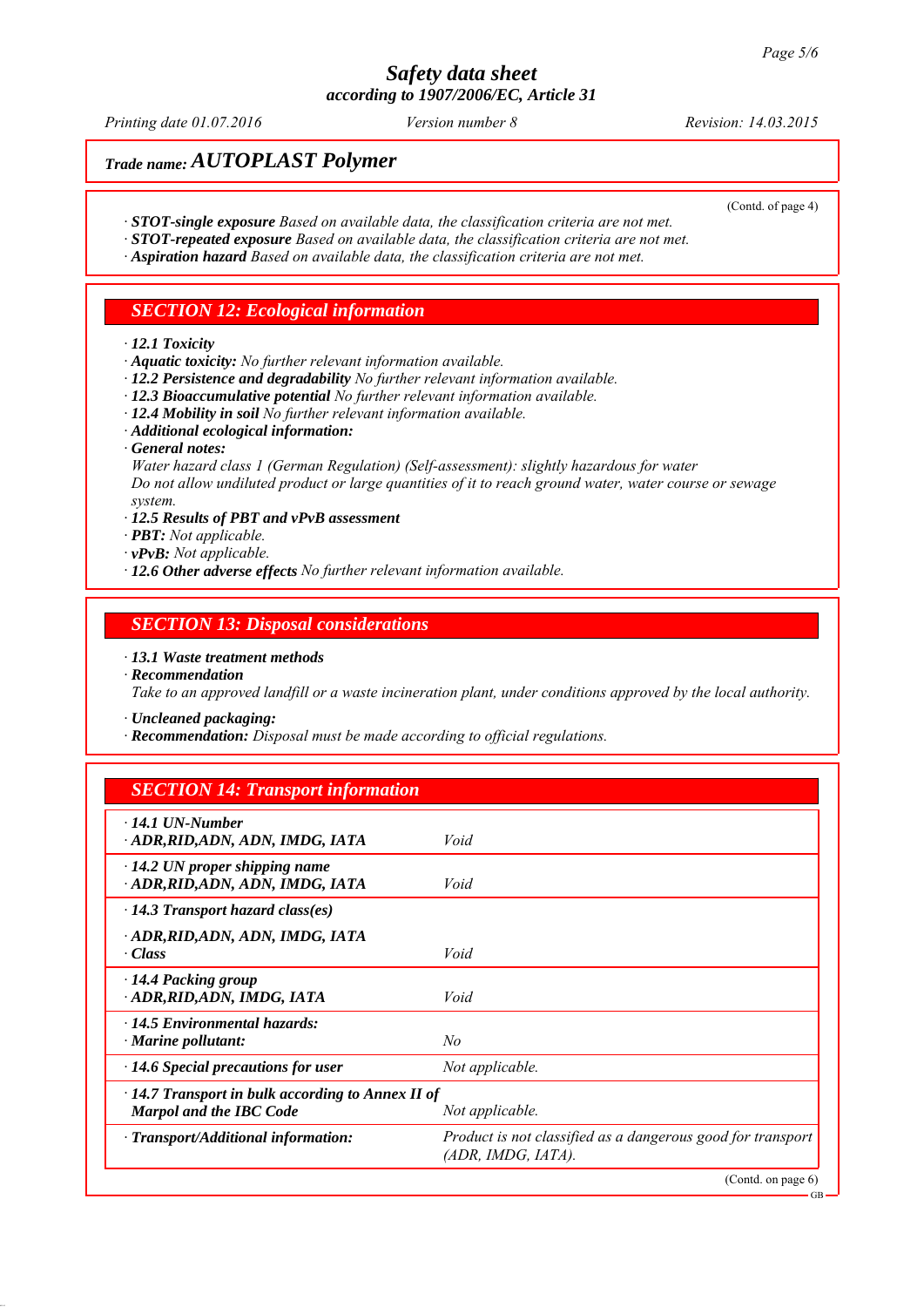**Trade name: AUTOPLAST Polymer**

(Contd. of page 4)

· **STOT-single exposure** *Based on available data, the classification criteria are not met.*
· **STOT-repeated exposure** *Based on available data, the classification criteria are not met.*
· **Aspiration hazard** *Based on available data, the classification criteria are not met.*

## SECTION 12: Ecological information

· **12.1 Toxicity**
· **Aquatic toxicity:** *No further relevant information available.*
· **12.2 Persistence and degradability** *No further relevant information available.*
· **12.3 Bioaccumulative potential** *No further relevant information available.*
· **12.4 Mobility in soil** *No further relevant information available.*
· **Additional ecological information:**
· **General notes:**
*Water hazard class 1 (German Regulation) (Self-assessment): slightly hazardous for water*
*Do not allow undiluted product or large quantities of it to reach ground water, water course or sewage system.*
· **12.5 Results of PBT and vPvB assessment**
· **PBT:** *Not applicable.*
· **vPvB:** *Not applicable.*
· **12.6 Other adverse effects** *No further relevant information available.*

## SECTION 13: Disposal considerations

· **13.1 Waste treatment methods**
· **Recommendation**
*Take to an approved landfill or a waste incineration plant, under conditions approved by the local authority.*

· **Uncleaned packaging:**
· **Recommendation:** *Disposal must be made according to official regulations.*

## SECTION 14: Transport information

| | |
|---|---|
| · **14.1 UN-Number**<br>· **ADR,RID,ADN, ADN, IMDG, IATA** | *Void* |
| · **14.2 UN proper shipping name**<br>· **ADR,RID,ADN, ADN, IMDG, IATA** | *Void* |
| · **14.3 Transport hazard class(es)**<br>· **ADR,RID,ADN, ADN, IMDG, IATA**<br>· **Class** | *Void* |
| · **14.4 Packing group**<br>· **ADR,RID,ADN, IMDG, IATA** | *Void* |
| · **14.5 Environmental hazards:**<br>· **Marine pollutant:** | *No* |
| · **14.6 Special precautions for user** | *Not applicable.* |
| · **14.7 Transport in bulk according to Annex II of Marpol and the IBC Code** | *Not applicable.* |
| · **Transport/Additional information:** | *Product is not classified as a dangerous good for transport (ADR, IMDG, IATA).* |

(Contd. on page 6)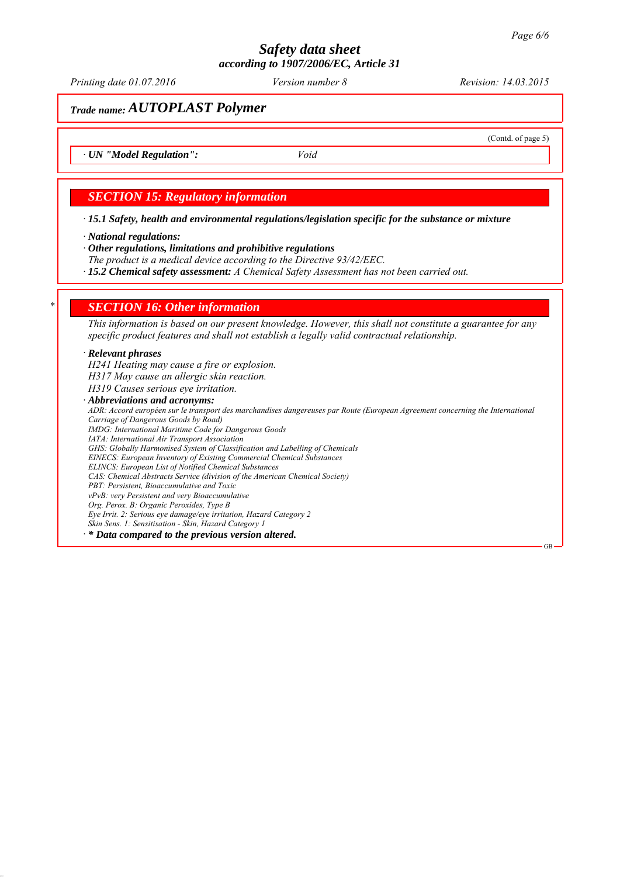## Trade name: AUTOPLAST Polymer

(Contd. of page 5)

· **UN "Model Regulation":** Void

## SECTION 15: Regulatory information

· **15.1 Safety, health and environmental regulations/legislation specific for the substance or mixture**

· **National regulations:**

· **Other regulations, limitations and prohibitive regulations**

The product is a medical device according to the Directive 93/42/EEC.

· **15.2 Chemical safety assessment:** A Chemical Safety Assessment has not been carried out.

## * SECTION 16: Other information

This information is based on our present knowledge. However, this shall not constitute a guarantee for any specific product features and shall not establish a legally valid contractual relationship.

· **Relevant phrases**

H241 Heating may cause a fire or explosion.

H317 May cause an allergic skin reaction.

H319 Causes serious eye irritation.

· **Abbreviations and acronyms:**

ADR: Accord européen sur le transport des marchandises dangereuses par Route (European Agreement concerning the International Carriage of Dangerous Goods by Road)
IMDG: International Maritime Code for Dangerous Goods
IATA: International Air Transport Association
GHS: Globally Harmonised System of Classification and Labelling of Chemicals
EINECS: European Inventory of Existing Commercial Chemical Substances
ELINCS: European List of Notified Chemical Substances
CAS: Chemical Abstracts Service (division of the American Chemical Society)
PBT: Persistent, Bioaccumulative and Toxic
vPvB: very Persistent and very Bioaccumulative
Org. Perox. B: Organic Peroxides, Type B
Eye Irrit. 2: Serious eye damage/eye irritation, Hazard Category 2
Skin Sens. 1: Sensitisation - Skin, Hazard Category 1

· **\* Data compared to the previous version altered.**